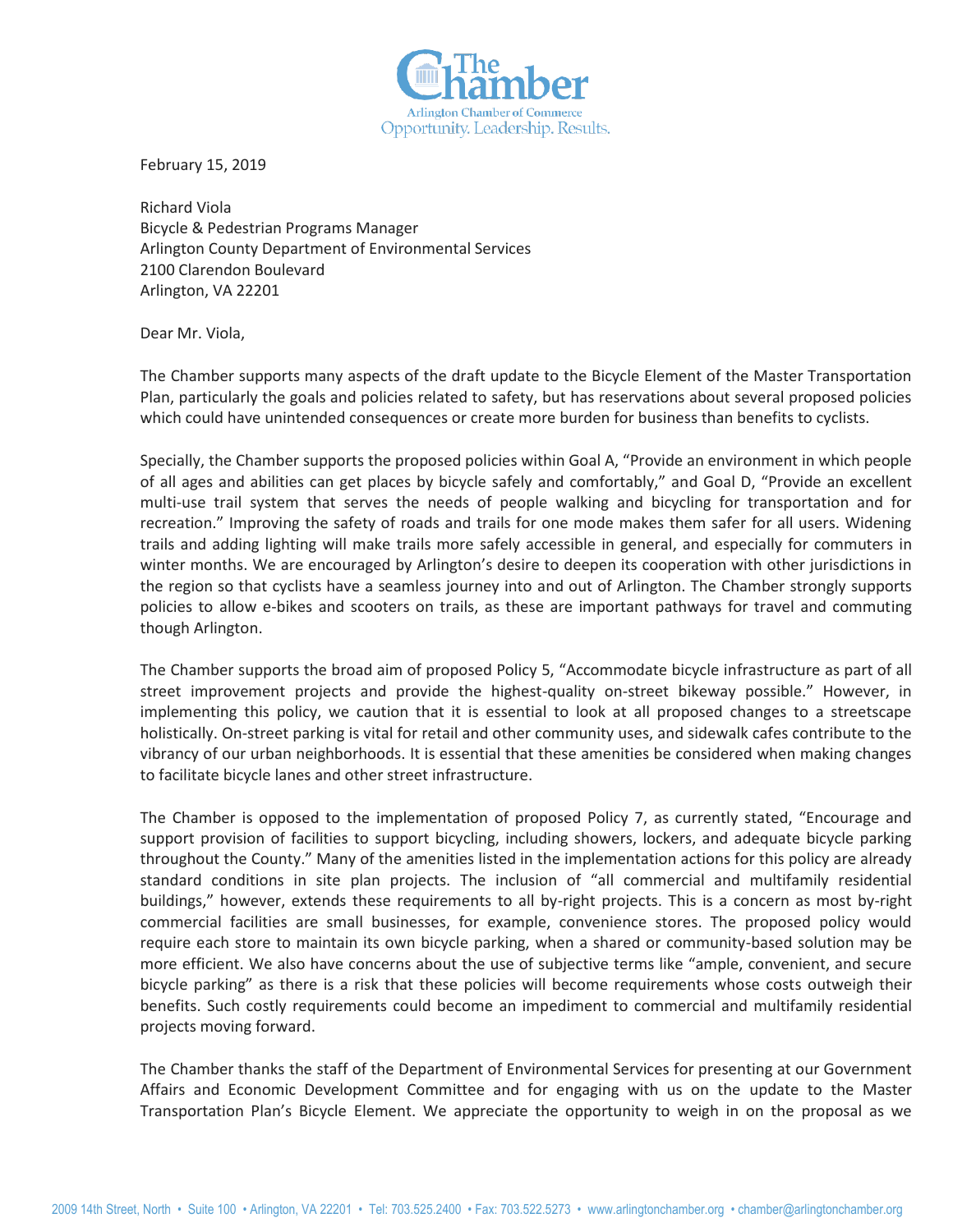The Chamber
Arlington Chamber of Commerce
Opportunity. Leadership. Results.

February 15, 2019

Richard Viola
Bicycle & Pedestrian Programs Manager
Arlington County Department of Environmental Services
2100 Clarendon Boulevard
Arlington, VA 22201

Dear Mr. Viola,

The Chamber supports many aspects of the draft update to the Bicycle Element of the Master Transportation Plan, particularly the goals and policies related to safety, but has reservations about several proposed policies which could have unintended consequences or create more burden for business than benefits to cyclists.

Specially, the Chamber supports the proposed policies within Goal A, "Provide an environment in which people of all ages and abilities can get places by bicycle safely and comfortably," and Goal D, "Provide an excellent multi-use trail system that serves the needs of people walking and bicycling for transportation and for recreation." Improving the safety of roads and trails for one mode makes them safer for all users. Widening trails and adding lighting will make trails more safely accessible in general, and especially for commuters in winter months. We are encouraged by Arlington's desire to deepen its cooperation with other jurisdictions in the region so that cyclists have a seamless journey into and out of Arlington. The Chamber strongly supports policies to allow e-bikes and scooters on trails, as these are important pathways for travel and commuting though Arlington.

The Chamber supports the broad aim of proposed Policy 5, "Accommodate bicycle infrastructure as part of all street improvement projects and provide the highest-quality on-street bikeway possible." However, in implementing this policy, we caution that it is essential to look at all proposed changes to a streetscape holistically. On-street parking is vital for retail and other community uses, and sidewalk cafes contribute to the vibrancy of our urban neighborhoods. It is essential that these amenities be considered when making changes to facilitate bicycle lanes and other street infrastructure.

The Chamber is opposed to the implementation of proposed Policy 7, as currently stated, "Encourage and support provision of facilities to support bicycling, including showers, lockers, and adequate bicycle parking throughout the County." Many of the amenities listed in the implementation actions for this policy are already standard conditions in site plan projects. The inclusion of "all commercial and multifamily residential buildings," however, extends these requirements to all by-right projects. This is a concern as most by-right commercial facilities are small businesses, for example, convenience stores. The proposed policy would require each store to maintain its own bicycle parking, when a shared or community-based solution may be more efficient. We also have concerns about the use of subjective terms like "ample, convenient, and secure bicycle parking" as there is a risk that these policies will become requirements whose costs outweigh their benefits. Such costly requirements could become an impediment to commercial and multifamily residential projects moving forward.

The Chamber thanks the staff of the Department of Environmental Services for presenting at our Government Affairs and Economic Development Committee and for engaging with us on the update to the Master Transportation Plan's Bicycle Element. We appreciate the opportunity to weigh in on the proposal as we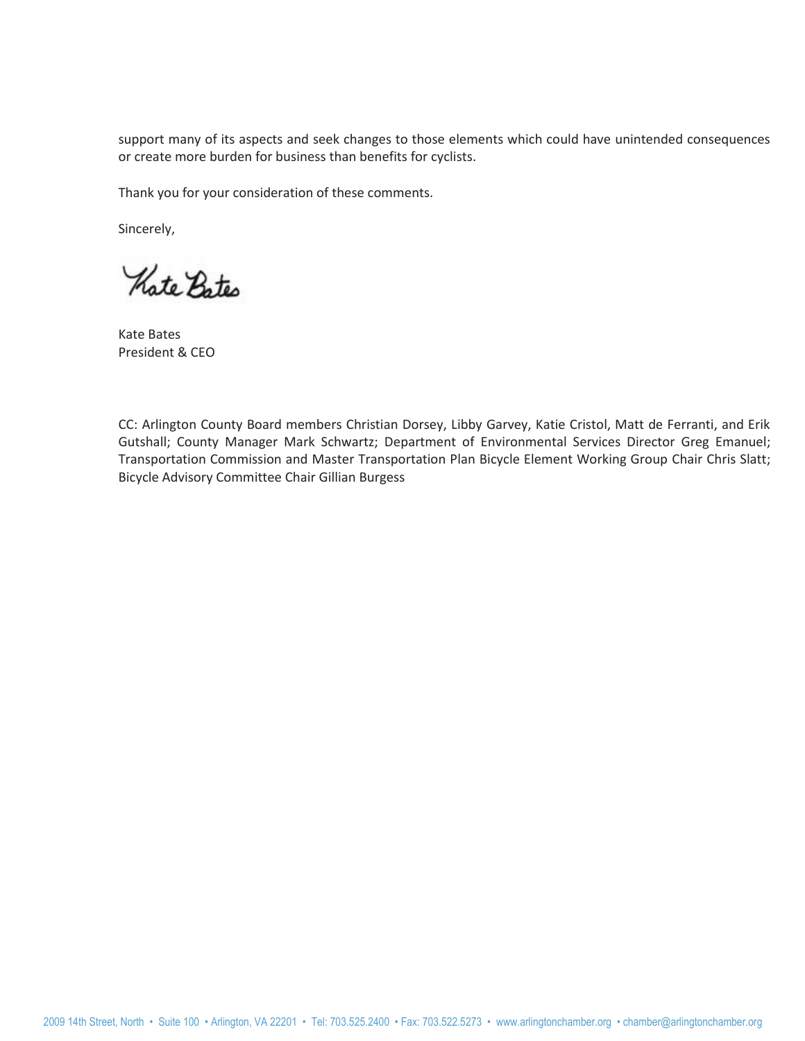support many of its aspects and seek changes to those elements which could have unintended consequences or create more burden for business than benefits for cyclists.

Thank you for your consideration of these comments.

Sincerely,

Kate Bates

Kate Bates
President & CEO

CC: Arlington County Board members Christian Dorsey, Libby Garvey, Katie Cristol, Matt de Ferranti, and Erik Gutshall; County Manager Mark Schwartz; Department of Environmental Services Director Greg Emanuel; Transportation Commission and Master Transportation Plan Bicycle Element Working Group Chair Chris Slatt; Bicycle Advisory Committee Chair Gillian Burgess

2009 14th Street, North • Suite 100 • Arlington, VA 22201 • Tel: 703.525.2400 • Fax: 703.522.5273 • www.arlingtonchamber.org • chamber@arlingtonchamber.org